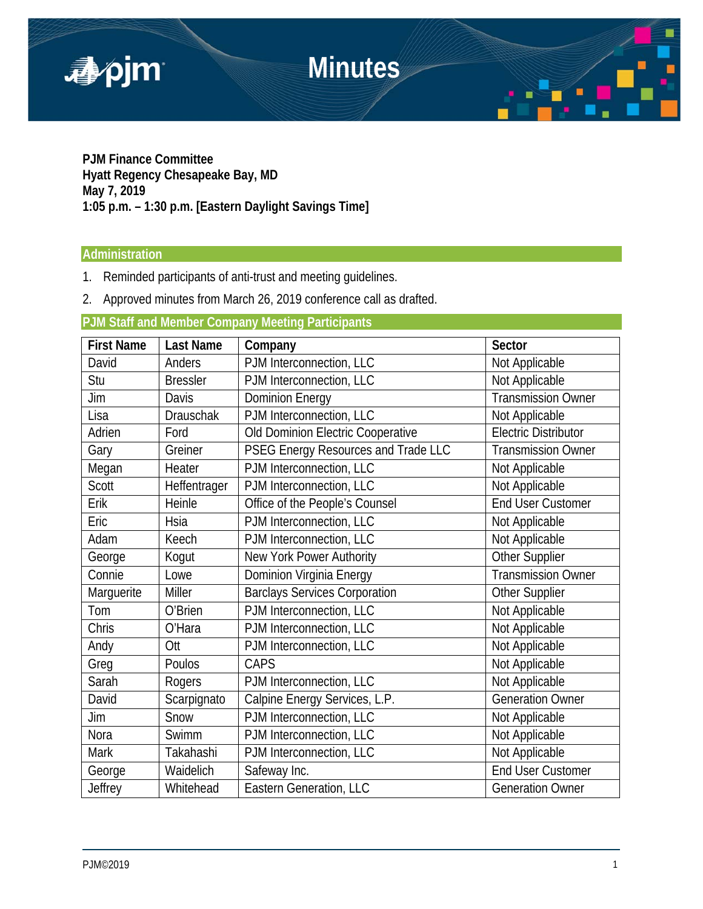# Minutes

**PJM Finance Committee**
**Hyatt Regency Chesapeake Bay, MD**
**May 7, 2019**
**1:05 p.m. – 1:30 p.m. [Eastern Daylight Savings Time]**

## Administration

1. Reminded participants of anti-trust and meeting guidelines.
2. Approved minutes from March 26, 2019 conference call as drafted.

## PJM Staff and Member Company Meeting Participants

| First Name | Last Name | Company | Sector |
|---|---|---|---|
| David | Anders | PJM Interconnection, LLC | Not Applicable |
| Stu | Bressler | PJM Interconnection, LLC | Not Applicable |
| Jim | Davis | Dominion Energy | Transmission Owner |
| Lisa | Drauschak | PJM Interconnection, LLC | Not Applicable |
| Adrien | Ford | Old Dominion Electric Cooperative | Electric Distributor |
| Gary | Greiner | PSEG Energy Resources and Trade LLC | Transmission Owner |
| Megan | Heater | PJM Interconnection, LLC | Not Applicable |
| Scott | Heffentrager | PJM Interconnection, LLC | Not Applicable |
| Erik | Heinle | Office of the People's Counsel | End User Customer |
| Eric | Hsia | PJM Interconnection, LLC | Not Applicable |
| Adam | Keech | PJM Interconnection, LLC | Not Applicable |
| George | Kogut | New York Power Authority | Other Supplier |
| Connie | Lowe | Dominion Virginia Energy | Transmission Owner |
| Marguerite | Miller | Barclays Services Corporation | Other Supplier |
| Tom | O'Brien | PJM Interconnection, LLC | Not Applicable |
| Chris | O'Hara | PJM Interconnection, LLC | Not Applicable |
| Andy | Ott | PJM Interconnection, LLC | Not Applicable |
| Greg | Poulos | CAPS | Not Applicable |
| Sarah | Rogers | PJM Interconnection, LLC | Not Applicable |
| David | Scarpignato | Calpine Energy Services, L.P. | Generation Owner |
| Jim | Snow | PJM Interconnection, LLC | Not Applicable |
| Nora | Swimm | PJM Interconnection, LLC | Not Applicable |
| Mark | Takahashi | PJM Interconnection, LLC | Not Applicable |
| George | Waidelich | Safeway Inc. | End User Customer |
| Jeffrey | Whitehead | Eastern Generation, LLC | Generation Owner |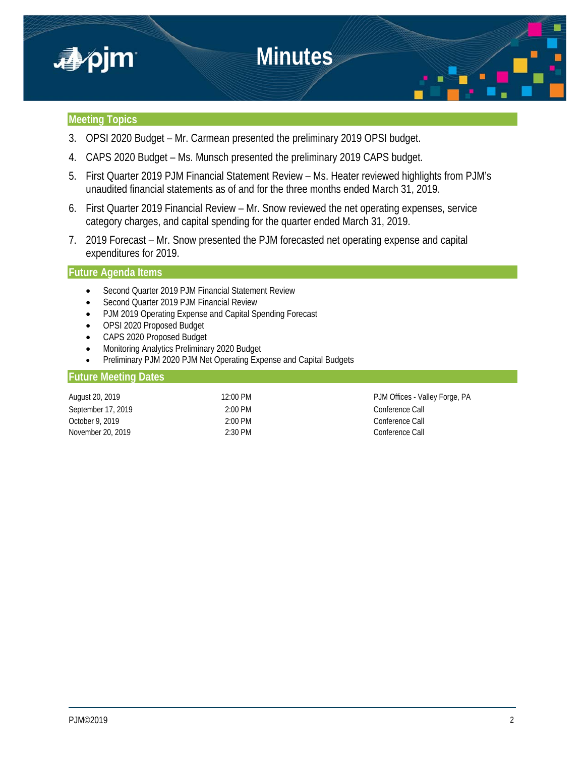## Meeting Topics

3. OPSI 2020 Budget – Mr. Carmean presented the preliminary 2019 OPSI budget.

4. CAPS 2020 Budget – Ms. Munsch presented the preliminary 2019 CAPS budget.

5. First Quarter 2019 PJM Financial Statement Review – Ms. Heater reviewed highlights from PJM's unaudited financial statements as of and for the three months ended March 31, 2019.

6. First Quarter 2019 Financial Review – Mr. Snow reviewed the net operating expenses, service category charges, and capital spending for the quarter ended March 31, 2019.

7. 2019 Forecast – Mr. Snow presented the PJM forecasted net operating expense and capital expenditures for 2019.

## Future Agenda Items

- Second Quarter 2019 PJM Financial Statement Review
- Second Quarter 2019 PJM Financial Review
- PJM 2019 Operating Expense and Capital Spending Forecast
- OPSI 2020 Proposed Budget
- CAPS 2020 Proposed Budget
- Monitoring Analytics Preliminary 2020 Budget
- Preliminary PJM 2020 PJM Net Operating Expense and Capital Budgets

## Future Meeting Dates

| | | |
|---|---|---|
| August 20, 2019 | 12:00 PM | PJM Offices - Valley Forge, PA |
| September 17, 2019 | 2:00 PM | Conference Call |
| October 9, 2019 | 2:00 PM | Conference Call |
| November 20, 2019 | 2:30 PM | Conference Call |